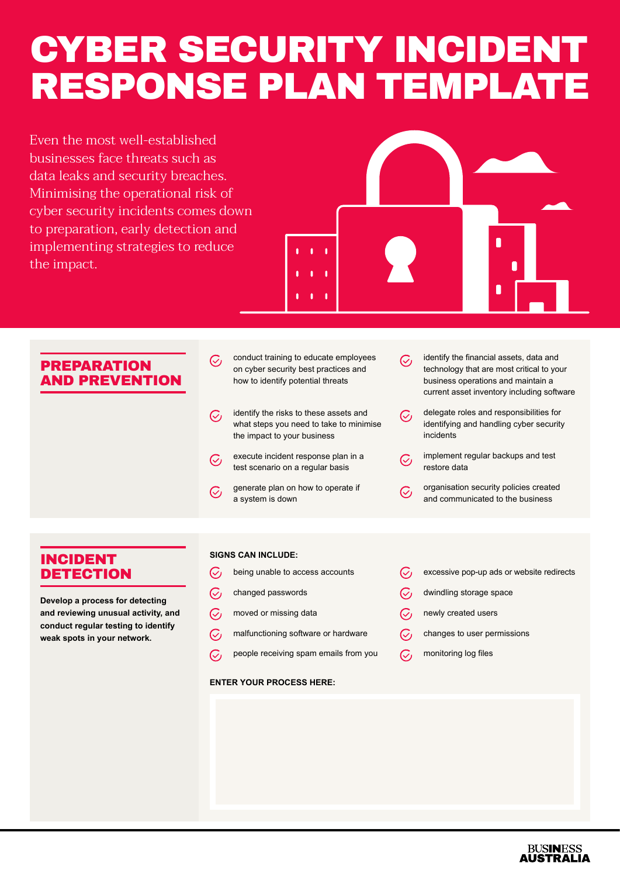# CYBER SECURITY INCIDENT RESPONSE PLAN TEMPLATE

Even the most well-established businesses face threats such as data leaks and security breaches. Minimising the operational risk of cyber security incidents comes down to preparation, early detection and implementing strategies to reduce the impact.

## PREPARATION AND PREVENTION

- conduct training to educate employees on cyber security best practices and how to identify potential threats
- identify the financial assets, data and technology that are most critical to your business operations and maintain a current asset inventory including software
- identify the risks to these assets and what steps you need to take to minimise the impact to your business
- delegate roles and responsibilities for identifying and handling cyber security incidents
- execute incident response plan in a test scenario on a regular basis
- implement regular backups and test restore data
- generate plan on how to operate if a system is down
- organisation security policies created and communicated to the business

## INCIDENT DETECTION

**Develop a process for detecting and reviewing unusual activity, and conduct regular testing to identify weak spots in your network.**

**SIGNS CAN INCLUDE:**

- being unable to access accounts
- excessive pop-up ads or website redirects
- changed passwords
- dwindling storage space
- moved or missing data
- newly created users
- malfunctioning software or hardware
- changes to user permissions
- people receiving spam emails from you
- monitoring log files

**ENTER YOUR PROCESS HERE:**

BUSINESS AUSTRALIA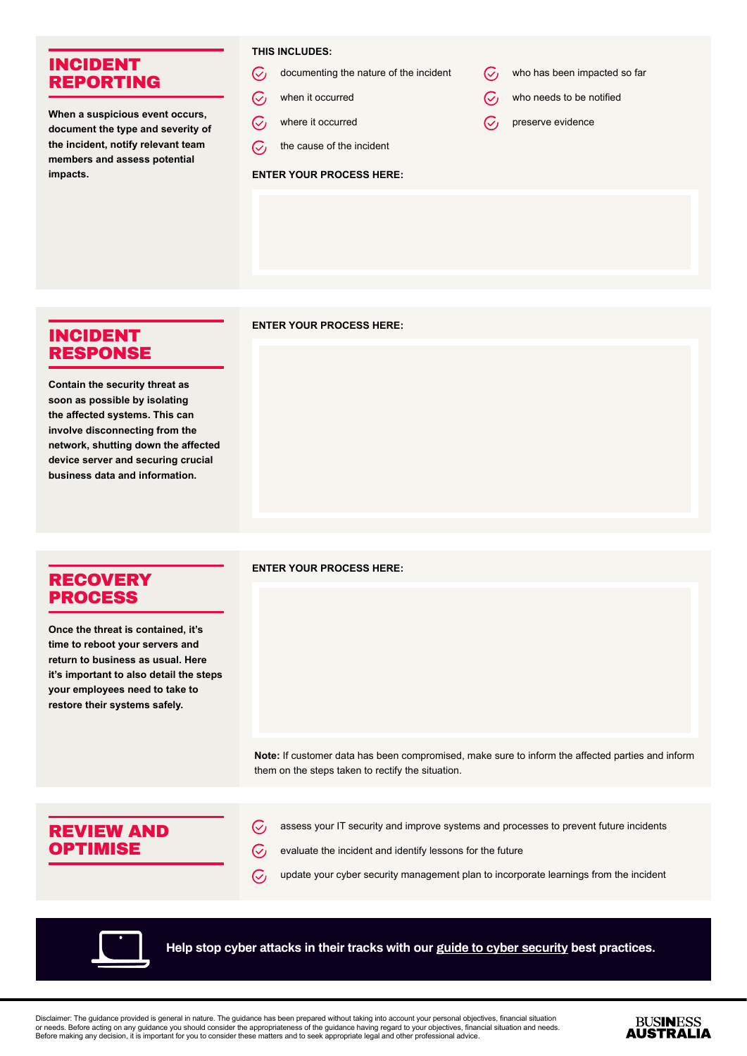## INCIDENT REPORTING

**When a suspicious event occurs, document the type and severity of the incident, notify relevant team members and assess potential impacts.**

**THIS INCLUDES:**

- documenting the nature of the incident
- when it occurred
- where it occurred
- the cause of the incident
- who has been impacted so far
- who needs to be notified
- preserve evidence

**ENTER YOUR PROCESS HERE:**

## INCIDENT RESPONSE

**Contain the security threat as soon as possible by isolating the affected systems. This can involve disconnecting from the network, shutting down the affected device server and securing crucial business data and information.**

**ENTER YOUR PROCESS HERE:**

## RECOVERY PROCESS

**Once the threat is contained, it's time to reboot your servers and return to business as usual. Here it's important to also detail the steps your employees need to take to restore their systems safely.**

**ENTER YOUR PROCESS HERE:**

**Note:** If customer data has been compromised, make sure to inform the affected parties and inform them on the steps taken to rectify the situation.

## REVIEW AND OPTIMISE

- assess your IT security and improve systems and processes to prevent future incidents
- evaluate the incident and identify lessons for the future
- update your cyber security management plan to incorporate learnings from the incident

**Help stop cyber attacks in their tracks with our guide to cyber security best practices.**

Disclaimer: The guidance provided is general in nature. The guidance has been prepared without taking into account your personal objectives, financial situation or needs. Before acting on any guidance you should consider the appropriateness of the guidance having regard to your objectives, financial situation and needs. Before making any decision, it is important for you to consider these matters and to seek appropriate legal and other professional advice.

BUSINESS AUSTRALIA